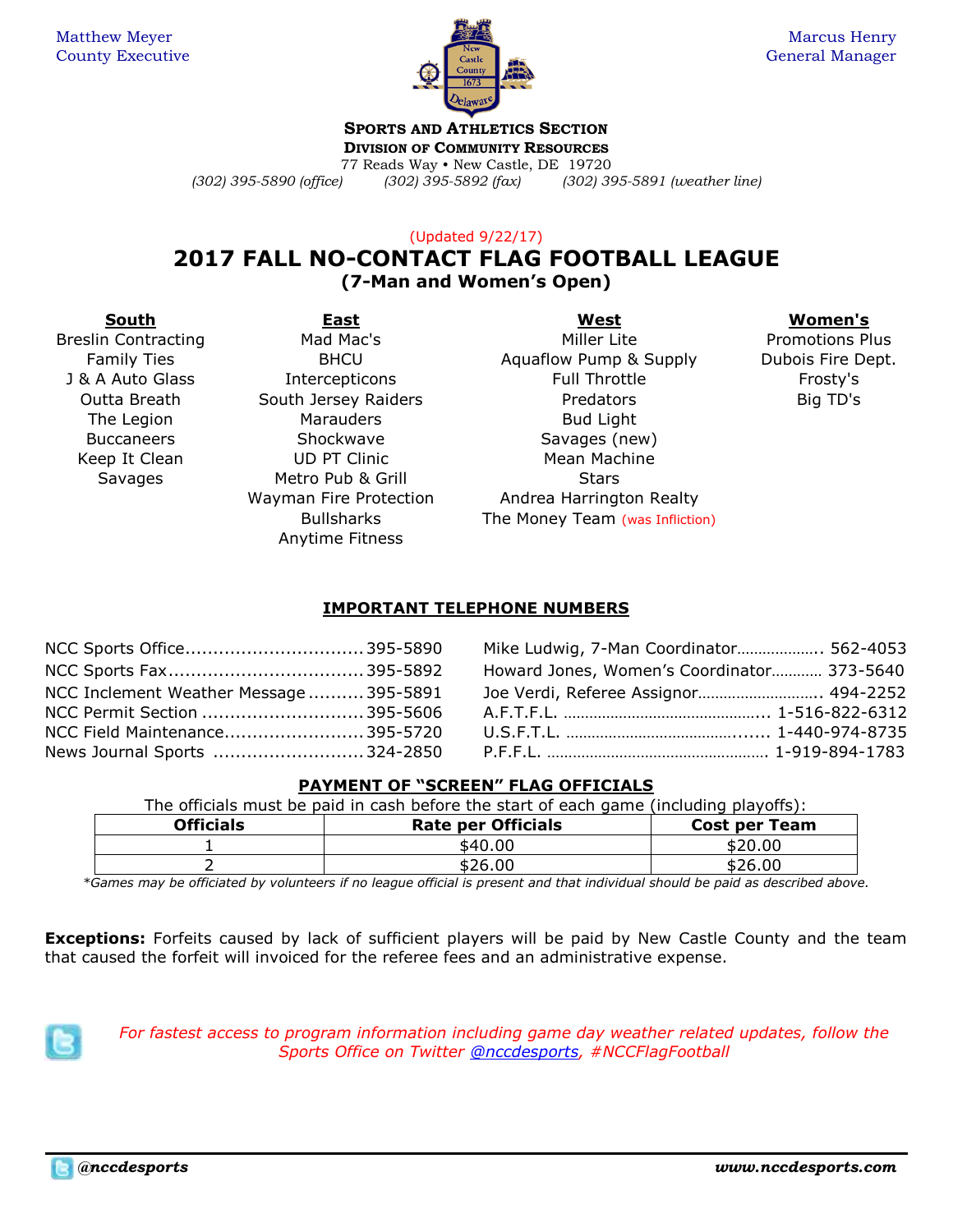Matthew Meyer
County Executive

Marcus Henry
General Manager

**SPORTS AND ATHLETICS SECTION**
**DIVISION OF COMMUNITY RESOURCES**
77 Reads Way • New Castle, DE 19720
*(302) 395-5890 (office)* *(302) 395-5892 (fax)* *(302) 395-5891 (weather line)*

(Updated 9/22/17)

# 2017 FALL NO-CONTACT FLAG FOOTBALL LEAGUE

## (7-Man and Women's Open)

| South | East | West | Women's |
|---|---|---|---|
| Breslin Contracting | Mad Mac's | Miller Lite | Promotions Plus |
| Family Ties | BHCU | Aquaflow Pump & Supply | Dubois Fire Dept. |
| J & A Auto Glass | Intercepticons | Full Throttle | Frosty's |
| Outta Breath | South Jersey Raiders | Predators | Big TD's |
| The Legion | Marauders | Bud Light | |
| Buccaneers | Shockwave | Savages (new) | |
| Keep It Clean | UD PT Clinic | Mean Machine | |
| Savages | Metro Pub & Grill | Stars | |
| | Wayman Fire Protection | Andrea Harrington Realty | |
| | Bullsharks | The Money Team (was Infliction) | |
| | Anytime Fitness | | |

### IMPORTANT TELEPHONE NUMBERS

NCC Sports Office................................395-5890
NCC Sports Fax...................................395-5892
NCC Inclement Weather Message..........395-5891
NCC Permit Section.............................395-5606
NCC Field Maintenance.........................395-5720
News Journal Sports ...........................324-2850

Mike Ludwig, 7-Man Coordinator.................. 562-4053
Howard Jones, Women's Coordinator............ 373-5640
Joe Verdi, Referee Assignor............................ 494-2252
A.F.T.F.L. ............................................. 1-516-822-6312
U.S.F.T.L. ............................................ 1-440-974-8735
P.F.F.L. ................................................ 1-919-894-1783

### PAYMENT OF "SCREEN" FLAG OFFICIALS

The officials must be paid in cash before the start of each game (including playoffs):

| Officials | Rate per Officials | Cost per Team |
|---|---|---|
| 1 | $40.00 | $20.00 |
| 2 | $26.00 | $26.00 |

*\*Games may be officiated by volunteers if no league official is present and that individual should be paid as described above.*

**Exceptions:** Forfeits caused by lack of sufficient players will be paid by New Castle County and the team that caused the forfeit will invoiced for the referee fees and an administrative expense.

*For fastest access to program information including game day weather related updates, follow the Sports Office on Twitter @nccdesports, #NCCFlagFootball*

**@nccdesports** **www.nccdesports.com**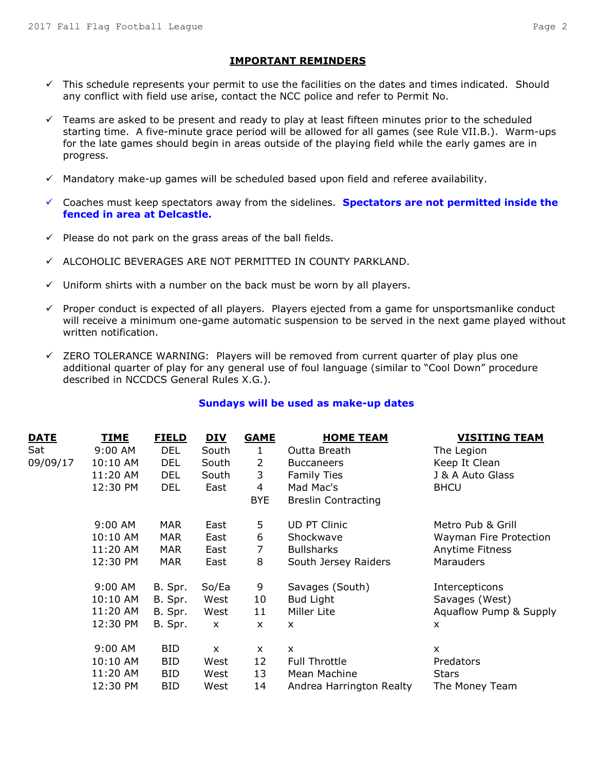## IMPORTANT REMINDERS

- ✓ This schedule represents your permit to use the facilities on the dates and times indicated. Should any conflict with field use arise, contact the NCC police and refer to Permit No.
- ✓ Teams are asked to be present and ready to play at least fifteen minutes prior to the scheduled starting time. A five-minute grace period will be allowed for all games (see Rule VII.B.). Warm-ups for the late games should begin in areas outside of the playing field while the early games are in progress.
- ✓ Mandatory make-up games will be scheduled based upon field and referee availability.
- ✓ Coaches must keep spectators away from the sidelines. **Spectators are not permitted inside the fenced in area at Delcastle.**
- ✓ Please do not park on the grass areas of the ball fields.
- ✓ ALCOHOLIC BEVERAGES ARE NOT PERMITTED IN COUNTY PARKLAND.
- ✓ Uniform shirts with a number on the back must be worn by all players.
- ✓ Proper conduct is expected of all players. Players ejected from a game for unsportsmanlike conduct will receive a minimum one-game automatic suspension to be served in the next game played without written notification.
- ✓ ZERO TOLERANCE WARNING: Players will be removed from current quarter of play plus one additional quarter of play for any general use of foul language (similar to "Cool Down" procedure described in NCCDCS General Rules X.G.).

**Sundays will be used as make-up dates**

| DATE | TIME | FIELD | DIV | GAME | HOME TEAM | VISITING TEAM |
|---|---|---|---|---|---|---|
| Sat 09/09/17 | 9:00 AM | DEL | South | 1 | Outta Breath | The Legion |
| | 10:10 AM | DEL | South | 2 | Buccaneers | Keep It Clean |
| | 11:20 AM | DEL | South | 3 | Family Ties | J & A Auto Glass |
| | 12:30 PM | DEL | East | 4 | Mad Mac's | BHCU |
| | | | | BYE | Breslin Contracting | |
| | 9:00 AM | MAR | East | 5 | UD PT Clinic | Metro Pub & Grill |
| | 10:10 AM | MAR | East | 6 | Shockwave | Wayman Fire Protection |
| | 11:20 AM | MAR | East | 7 | Bullsharks | Anytime Fitness |
| | 12:30 PM | MAR | East | 8 | South Jersey Raiders | Marauders |
| | 9:00 AM | B. Spr. | So/Ea | 9 | Savages (South) | Intercepticons |
| | 10:10 AM | B. Spr. | West | 10 | Bud Light | Savages (West) |
| | 11:20 AM | B. Spr. | West | 11 | Miller Lite | Aquaflow Pump & Supply |
| | 12:30 PM | B. Spr. | x | x | x | x |
| | 9:00 AM | BID | x | x | x | x |
| | 10:10 AM | BID | West | 12 | Full Throttle | Predators |
| | 11:20 AM | BID | West | 13 | Mean Machine | Stars |
| | 12:30 PM | BID | West | 14 | Andrea Harrington Realty | The Money Team |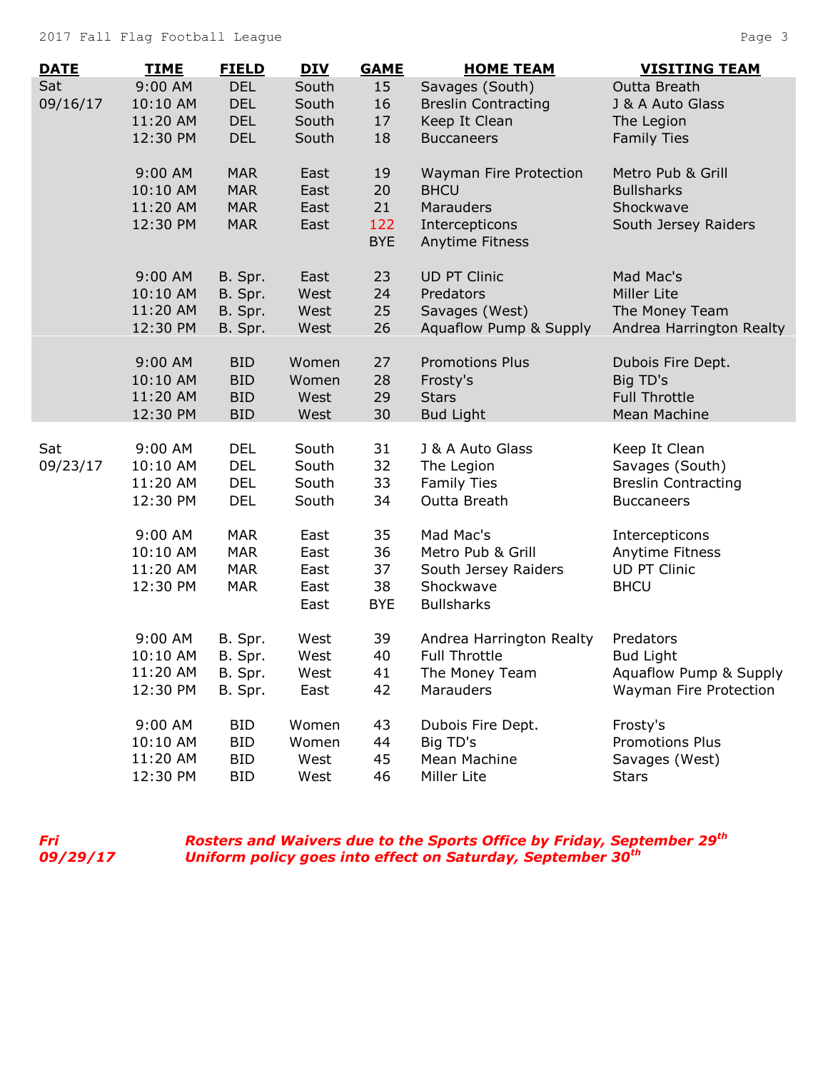| DATE | TIME | FIELD | DIV | GAME | HOME TEAM | VISITING TEAM |
| --- | --- | --- | --- | --- | --- | --- |
| Sat 09/16/17 | 9:00 AM | DEL | South | 15 | Savages (South) | Outta Breath |
| | 10:10 AM | DEL | South | 16 | Breslin Contracting | J & A Auto Glass |
| | 11:20 AM | DEL | South | 17 | Keep It Clean | The Legion |
| | 12:30 PM | DEL | South | 18 | Buccaneers | Family Ties |
| | | | | | | |
| | 9:00 AM | MAR | East | 19 | Wayman Fire Protection | Metro Pub & Grill |
| | 10:10 AM | MAR | East | 20 | BHCU | Bullsharks |
| | 11:20 AM | MAR | East | 21 | Marauders | Shockwave |
| | 12:30 PM | MAR | East | 122 | Intercepticons | South Jersey Raiders |
| | | | | BYE | Anytime Fitness | |
| | | | | | | |
| | 9:00 AM | B. Spr. | East | 23 | UD PT Clinic | Mad Mac's |
| | 10:10 AM | B. Spr. | West | 24 | Predators | Miller Lite |
| | 11:20 AM | B. Spr. | West | 25 | Savages (West) | The Money Team |
| | 12:30 PM | B. Spr. | West | 26 | Aquaflow Pump & Supply | Andrea Harrington Realty |
| | | | | | | |
| | 9:00 AM | BID | Women | 27 | Promotions Plus | Dubois Fire Dept. |
| | 10:10 AM | BID | Women | 28 | Frosty's | Big TD's |
| | 11:20 AM | BID | West | 29 | Stars | Full Throttle |
| | 12:30 PM | BID | West | 30 | Bud Light | Mean Machine |
| | | | | | | |
| Sat 09/23/17 | 9:00 AM | DEL | South | 31 | J & A Auto Glass | Keep It Clean |
| | 10:10 AM | DEL | South | 32 | The Legion | Savages (South) |
| | 11:20 AM | DEL | South | 33 | Family Ties | Breslin Contracting |
| | 12:30 PM | DEL | South | 34 | Outta Breath | Buccaneers |
| | | | | | | |
| | 9:00 AM | MAR | East | 35 | Mad Mac's | Intercepticons |
| | 10:10 AM | MAR | East | 36 | Metro Pub & Grill | Anytime Fitness |
| | 11:20 AM | MAR | East | 37 | South Jersey Raiders | UD PT Clinic |
| | 12:30 PM | MAR | East | 38 | Shockwave | BHCU |
| | | | East | BYE | Bullsharks | |
| | | | | | | |
| | 9:00 AM | B. Spr. | West | 39 | Andrea Harrington Realty | Predators |
| | 10:10 AM | B. Spr. | West | 40 | Full Throttle | Bud Light |
| | 11:20 AM | B. Spr. | West | 41 | The Money Team | Aquaflow Pump & Supply |
| | 12:30 PM | B. Spr. | East | 42 | Marauders | Wayman Fire Protection |
| | | | | | | |
| | 9:00 AM | BID | Women | 43 | Dubois Fire Dept. | Frosty's |
| | 10:10 AM | BID | Women | 44 | Big TD's | Promotions Plus |
| | 11:20 AM | BID | West | 45 | Mean Machine | Savages (West) |
| | 12:30 PM | BID | West | 46 | Miller Lite | Stars |

***Fri 09/29/17***

***Rosters and Waivers due to the Sports Office by Friday, September 29th***
***Uniform policy goes into effect on Saturday, September 30th***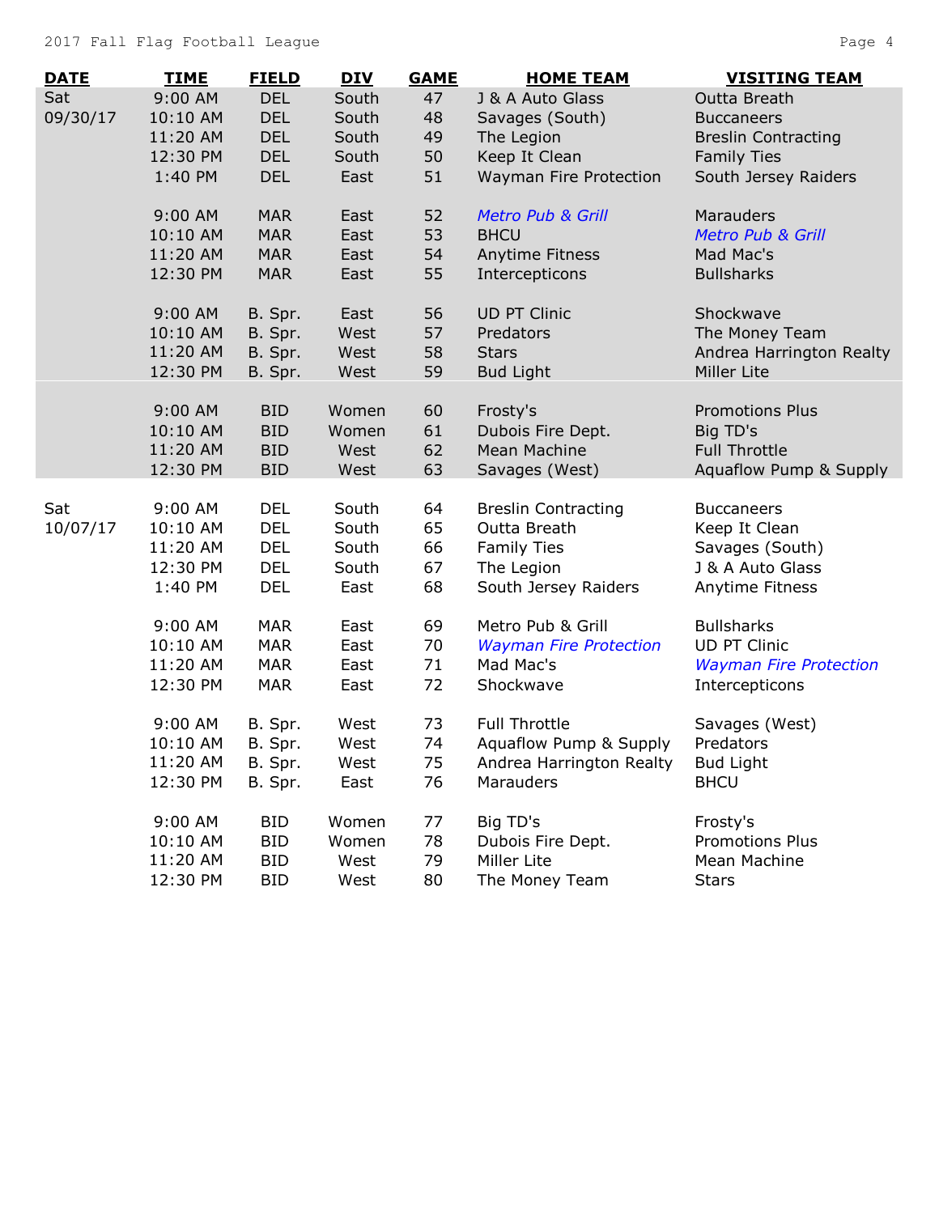| DATE | TIME | FIELD | DIV | GAME | HOME TEAM | VISITING TEAM |
|---|---|---|---|---|---|---|
| Sat 09/30/17 | 9:00 AM | DEL | South | 47 | J & A Auto Glass | Outta Breath |
| | 10:10 AM | DEL | South | 48 | Savages (South) | Buccaneers |
| | 11:20 AM | DEL | South | 49 | The Legion | Breslin Contracting |
| | 12:30 PM | DEL | South | 50 | Keep It Clean | Family Ties |
| | 1:40 PM | DEL | East | 51 | Wayman Fire Protection | South Jersey Raiders |
| | 9:00 AM | MAR | East | 52 | *Metro Pub & Grill* | Marauders |
| | 10:10 AM | MAR | East | 53 | BHCU | *Metro Pub & Grill* |
| | 11:20 AM | MAR | East | 54 | Anytime Fitness | Mad Mac's |
| | 12:30 PM | MAR | East | 55 | Intercepticons | Bullsharks |
| | 9:00 AM | B. Spr. | East | 56 | UD PT Clinic | Shockwave |
| | 10:10 AM | B. Spr. | West | 57 | Predators | The Money Team |
| | 11:20 AM | B. Spr. | West | 58 | Stars | Andrea Harrington Realty |
| | 12:30 PM | B. Spr. | West | 59 | Bud Light | Miller Lite |
| | 9:00 AM | BID | Women | 60 | Frosty's | Promotions Plus |
| | 10:10 AM | BID | Women | 61 | Dubois Fire Dept. | Big TD's |
| | 11:20 AM | BID | West | 62 | Mean Machine | Full Throttle |
| | 12:30 PM | BID | West | 63 | Savages (West) | Aquaflow Pump & Supply |
| Sat 10/07/17 | 9:00 AM | DEL | South | 64 | Breslin Contracting | Buccaneers |
| | 10:10 AM | DEL | South | 65 | Outta Breath | Keep It Clean |
| | 11:20 AM | DEL | South | 66 | Family Ties | Savages (South) |
| | 12:30 PM | DEL | South | 67 | The Legion | J & A Auto Glass |
| | 1:40 PM | DEL | East | 68 | South Jersey Raiders | Anytime Fitness |
| | 9:00 AM | MAR | East | 69 | Metro Pub & Grill | Bullsharks |
| | 10:10 AM | MAR | East | 70 | *Wayman Fire Protection* | UD PT Clinic |
| | 11:20 AM | MAR | East | 71 | Mad Mac's | *Wayman Fire Protection* |
| | 12:30 PM | MAR | East | 72 | Shockwave | Intercepticons |
| | 9:00 AM | B. Spr. | West | 73 | Full Throttle | Savages (West) |
| | 10:10 AM | B. Spr. | West | 74 | Aquaflow Pump & Supply | Predators |
| | 11:20 AM | B. Spr. | West | 75 | Andrea Harrington Realty | Bud Light |
| | 12:30 PM | B. Spr. | East | 76 | Marauders | BHCU |
| | 9:00 AM | BID | Women | 77 | Big TD's | Frosty's |
| | 10:10 AM | BID | Women | 78 | Dubois Fire Dept. | Promotions Plus |
| | 11:20 AM | BID | West | 79 | Miller Lite | Mean Machine |
| | 12:30 PM | BID | West | 80 | The Money Team | Stars |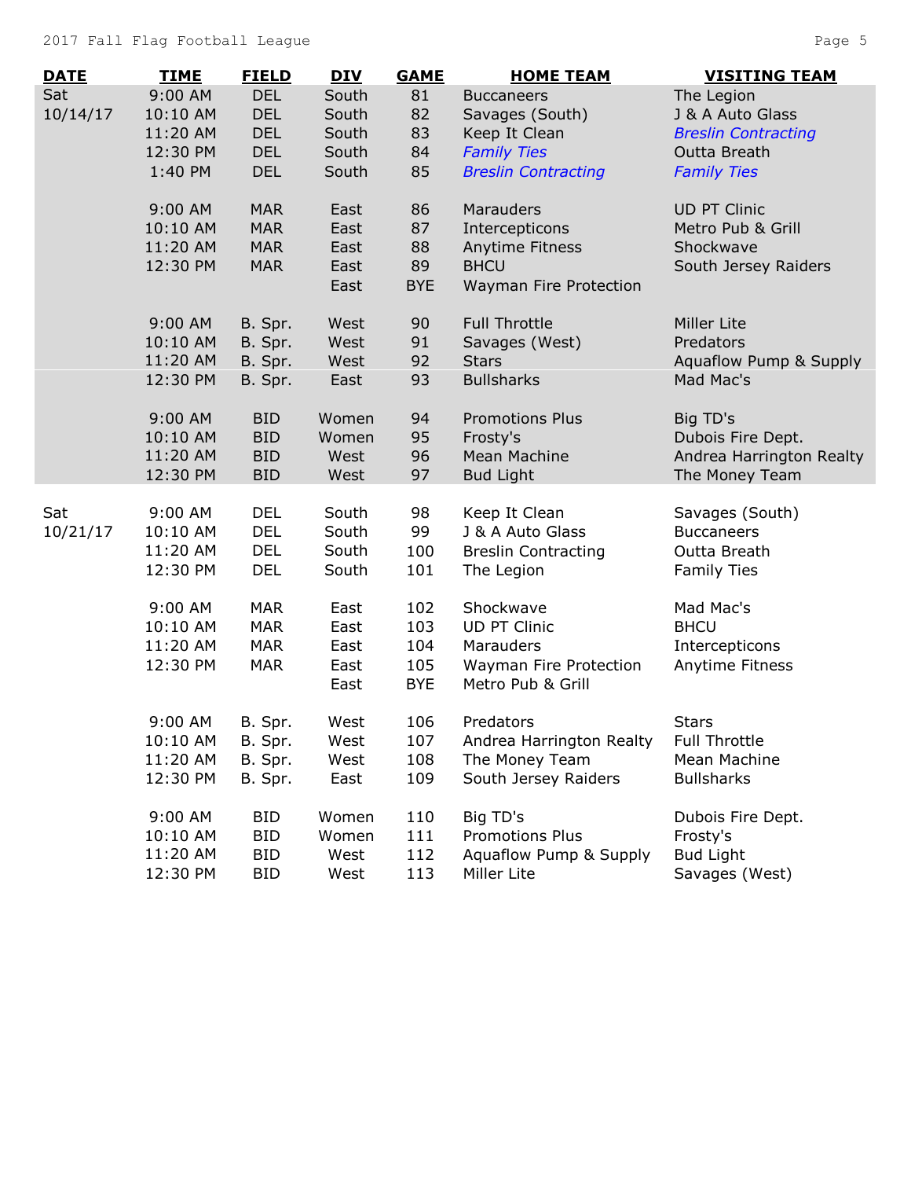| DATE | TIME | FIELD | DIV | GAME | HOME TEAM | VISITING TEAM |
|---|---|---|---|---|---|---|
| Sat 10/14/17 | 9:00 AM | DEL | South | 81 | Buccaneers | The Legion |
| | 10:10 AM | DEL | South | 82 | Savages (South) | J & A Auto Glass |
| | 11:20 AM | DEL | South | 83 | Keep It Clean | *Breslin Contracting* |
| | 12:30 PM | DEL | South | 84 | *Family Ties* | Outta Breath |
| | 1:40 PM | DEL | South | 85 | *Breslin Contracting* | *Family Ties* |
| | 9:00 AM | MAR | East | 86 | Marauders | UD PT Clinic |
| | 10:10 AM | MAR | East | 87 | Intercepticons | Metro Pub & Grill |
| | 11:20 AM | MAR | East | 88 | Anytime Fitness | Shockwave |
| | 12:30 PM | MAR | East | 89 | BHCU | South Jersey Raiders |
| | | | East | BYE | Wayman Fire Protection | |
| | 9:00 AM | B. Spr. | West | 90 | Full Throttle | Miller Lite |
| | 10:10 AM | B. Spr. | West | 91 | Savages (West) | Predators |
| | 11:20 AM | B. Spr. | West | 92 | Stars | Aquaflow Pump & Supply |
| | 12:30 PM | B. Spr. | East | 93 | Bullsharks | Mad Mac's |
| | 9:00 AM | BID | Women | 94 | Promotions Plus | Big TD's |
| | 10:10 AM | BID | Women | 95 | Frosty's | Dubois Fire Dept. |
| | 11:20 AM | BID | West | 96 | Mean Machine | Andrea Harrington Realty |
| | 12:30 PM | BID | West | 97 | Bud Light | The Money Team |
| Sat 10/21/17 | 9:00 AM | DEL | South | 98 | Keep It Clean | Savages (South) |
| | 10:10 AM | DEL | South | 99 | J & A Auto Glass | Buccaneers |
| | 11:20 AM | DEL | South | 100 | Breslin Contracting | Outta Breath |
| | 12:30 PM | DEL | South | 101 | The Legion | Family Ties |
| | 9:00 AM | MAR | East | 102 | Shockwave | Mad Mac's |
| | 10:10 AM | MAR | East | 103 | UD PT Clinic | BHCU |
| | 11:20 AM | MAR | East | 104 | Marauders | Intercepticons |
| | 12:30 PM | MAR | East | 105 | Wayman Fire Protection | Anytime Fitness |
| | | | East | BYE | Metro Pub & Grill | |
| | 9:00 AM | B. Spr. | West | 106 | Predators | Stars |
| | 10:10 AM | B. Spr. | West | 107 | Andrea Harrington Realty | Full Throttle |
| | 11:20 AM | B. Spr. | West | 108 | The Money Team | Mean Machine |
| | 12:30 PM | B. Spr. | East | 109 | South Jersey Raiders | Bullsharks |
| | 9:00 AM | BID | Women | 110 | Big TD's | Dubois Fire Dept. |
| | 10:10 AM | BID | Women | 111 | Promotions Plus | Frosty's |
| | 11:20 AM | BID | West | 112 | Aquaflow Pump & Supply | Bud Light |
| | 12:30 PM | BID | West | 113 | Miller Lite | Savages (West) |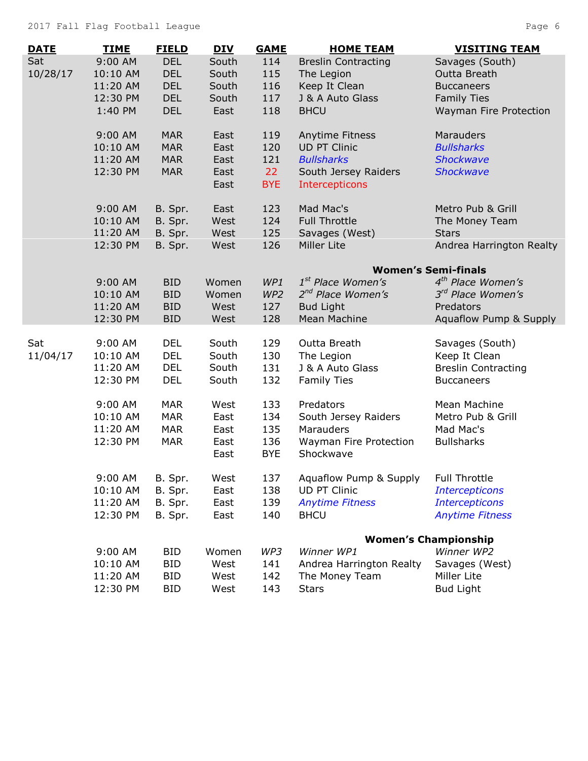| DATE | TIME | FIELD | DIV | GAME | HOME TEAM | VISITING TEAM |
|---|---|---|---|---|---|---|
| Sat 10/28/17 | 9:00 AM | DEL | South | 114 | Breslin Contracting | Savages (South) |
| | 10:10 AM | DEL | South | 115 | The Legion | Outta Breath |
| | 11:20 AM | DEL | South | 116 | Keep It Clean | Buccaneers |
| | 12:30 PM | DEL | South | 117 | J & A Auto Glass | Family Ties |
| | 1:40 PM | DEL | East | 118 | BHCU | Wayman Fire Protection |
| | 9:00 AM | MAR | East | 119 | Anytime Fitness | Marauders |
| | 10:10 AM | MAR | East | 120 | UD PT Clinic | *Bullsharks* |
| | 11:20 AM | MAR | East | 121 | *Bullsharks* | *Shockwave* |
| | 12:30 PM | MAR | East | 22 | South Jersey Raiders | *Shockwave* |
| | | | East | BYE | Intercepticons | |
| | 9:00 AM | B. Spr. | East | 123 | Mad Mac's | Metro Pub & Grill |
| | 10:10 AM | B. Spr. | West | 124 | Full Throttle | The Money Team |
| | 11:20 AM | B. Spr. | West | 125 | Savages (West) | Stars |
| | 12:30 PM | B. Spr. | West | 126 | Miller Lite | Andrea Harrington Realty |
| | | | | | **Women's Semi-finals** | |
| | 9:00 AM | BID | Women | *WP1* | *1st Place Women's* | *4th Place Women's* |
| | 10:10 AM | BID | Women | *WP2* | *2nd Place Women's* | *3rd Place Women's* |
| | 11:20 AM | BID | West | 127 | Bud Light | Predators |
| | 12:30 PM | BID | West | 128 | Mean Machine | Aquaflow Pump & Supply |
| Sat 11/04/17 | 9:00 AM | DEL | South | 129 | Outta Breath | Savages (South) |
| | 10:10 AM | DEL | South | 130 | The Legion | Keep It Clean |
| | 11:20 AM | DEL | South | 131 | J & A Auto Glass | Breslin Contracting |
| | 12:30 PM | DEL | South | 132 | Family Ties | Buccaneers |
| | 9:00 AM | MAR | West | 133 | Predators | Mean Machine |
| | 10:10 AM | MAR | East | 134 | South Jersey Raiders | Metro Pub & Grill |
| | 11:20 AM | MAR | East | 135 | Marauders | Mad Mac's |
| | 12:30 PM | MAR | East | 136 | Wayman Fire Protection | Bullsharks |
| | | | East | BYE | Shockwave | |
| | 9:00 AM | B. Spr. | West | 137 | Aquaflow Pump & Supply | Full Throttle |
| | 10:10 AM | B. Spr. | East | 138 | UD PT Clinic | *Intercepticons* |
| | 11:20 AM | B. Spr. | East | 139 | *Anytime Fitness* | *Intercepticons* |
| | 12:30 PM | B. Spr. | East | 140 | BHCU | *Anytime Fitness* |
| | | | | | **Women's Championship** | |
| | 9:00 AM | BID | Women | *WP3* | *Winner WP1* | *Winner WP2* |
| | 10:10 AM | BID | West | 141 | Andrea Harrington Realty | Savages (West) |
| | 11:20 AM | BID | West | 142 | The Money Team | Miller Lite |
| | 12:30 PM | BID | West | 143 | Stars | Bud Light |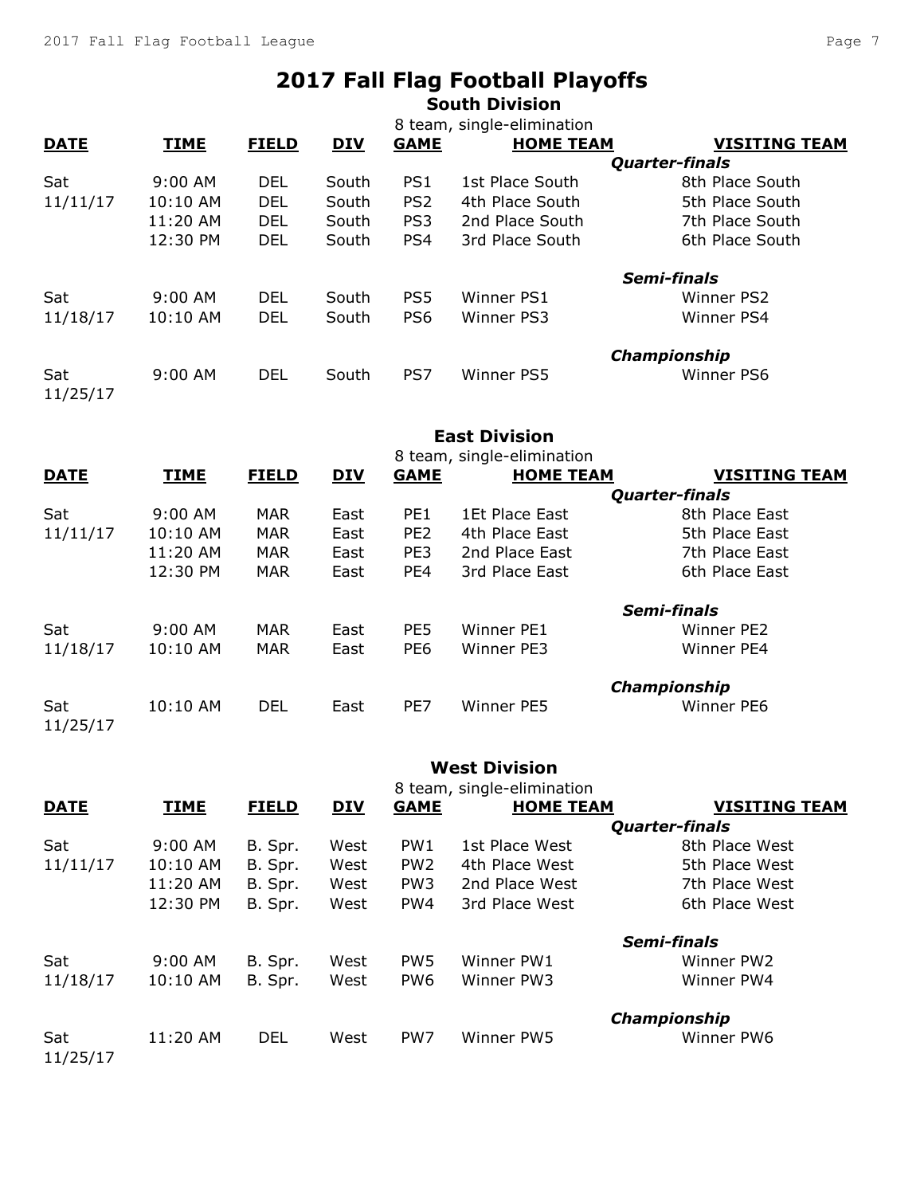# 2017 Fall Flag Football Playoffs

## South Division

8 team, single-elimination

| DATE | TIME | FIELD | DIV | GAME | HOME TEAM | VISITING TEAM |
|---|---|---|---|---|---|---|
| | | | | | | ***Quarter-finals*** |
| Sat 11/11/17 | 9:00 AM | DEL | South | PS1 | 1st Place South | 8th Place South |
| | 10:10 AM | DEL | South | PS2 | 4th Place South | 5th Place South |
| | 11:20 AM | DEL | South | PS3 | 2nd Place South | 7th Place South |
| | 12:30 PM | DEL | South | PS4 | 3rd Place South | 6th Place South |
| | | | | | | ***Semi-finals*** |
| Sat 11/18/17 | 9:00 AM | DEL | South | PS5 | Winner PS1 | Winner PS2 |
| | 10:10 AM | DEL | South | PS6 | Winner PS3 | Winner PS4 |
| | | | | | | ***Championship*** |
| Sat 11/25/17 | 9:00 AM | DEL | South | PS7 | Winner PS5 | Winner PS6 |

## East Division

8 team, single-elimination

| DATE | TIME | FIELD | DIV | GAME | HOME TEAM | VISITING TEAM |
|---|---|---|---|---|---|---|
| | | | | | | ***Quarter-finals*** |
| Sat 11/11/17 | 9:00 AM | MAR | East | PE1 | 1Et Place East | 8th Place East |
| | 10:10 AM | MAR | East | PE2 | 4th Place East | 5th Place East |
| | 11:20 AM | MAR | East | PE3 | 2nd Place East | 7th Place East |
| | 12:30 PM | MAR | East | PE4 | 3rd Place East | 6th Place East |
| | | | | | | ***Semi-finals*** |
| Sat 11/18/17 | 9:00 AM | MAR | East | PE5 | Winner PE1 | Winner PE2 |
| | 10:10 AM | MAR | East | PE6 | Winner PE3 | Winner PE4 |
| | | | | | | ***Championship*** |
| Sat 11/25/17 | 10:10 AM | DEL | East | PE7 | Winner PE5 | Winner PE6 |

## West Division

8 team, single-elimination

| DATE | TIME | FIELD | DIV | GAME | HOME TEAM | VISITING TEAM |
|---|---|---|---|---|---|---|
| | | | | | | ***Quarter-finals*** |
| Sat 11/11/17 | 9:00 AM | B. Spr. | West | PW1 | 1st Place West | 8th Place West |
| | 10:10 AM | B. Spr. | West | PW2 | 4th Place West | 5th Place West |
| | 11:20 AM | B. Spr. | West | PW3 | 2nd Place West | 7th Place West |
| | 12:30 PM | B. Spr. | West | PW4 | 3rd Place West | 6th Place West |
| | | | | | | ***Semi-finals*** |
| Sat 11/18/17 | 9:00 AM | B. Spr. | West | PW5 | Winner PW1 | Winner PW2 |
| | 10:10 AM | B. Spr. | West | PW6 | Winner PW3 | Winner PW4 |
| | | | | | | ***Championship*** |
| Sat 11/25/17 | 11:20 AM | DEL | West | PW7 | Winner PW5 | Winner PW6 |